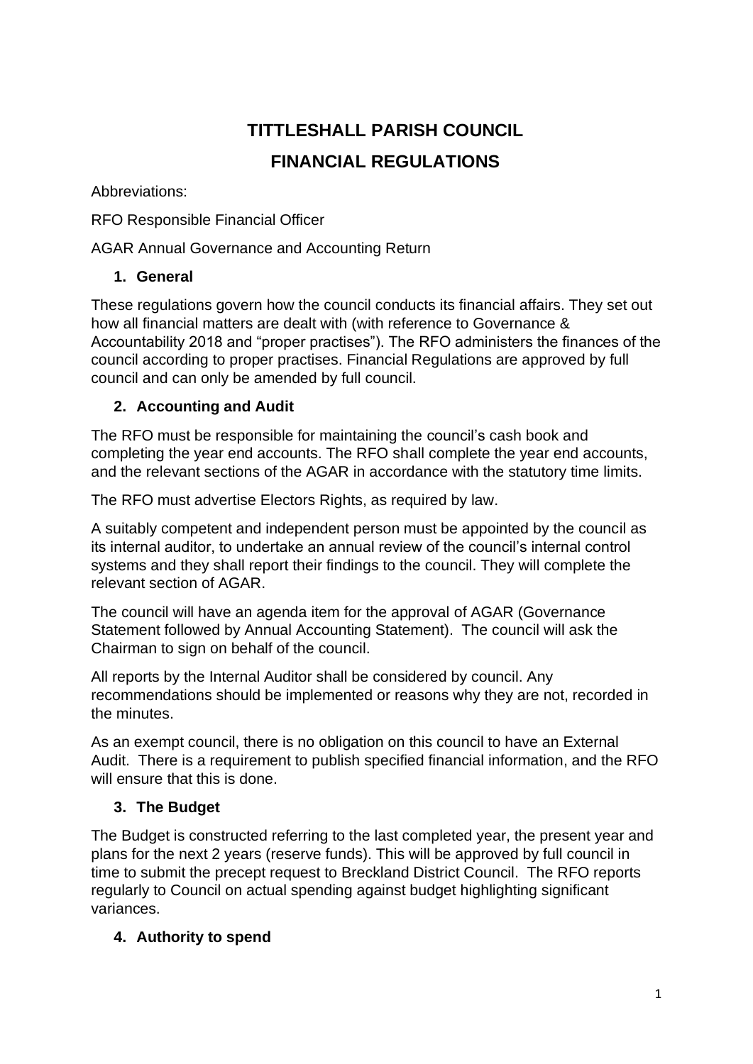# TITTLESHALL PARISH COUNCIL

# FINANCIAL REGULATIONS

Abbreviations:

RFO Responsible Financial Officer

AGAR Annual Governance and Accounting Return

## 1. General

These regulations govern how the council conducts its financial affairs. They set out how all financial matters are dealt with (with reference to Governance & Accountability 2018 and "proper practises"). The RFO administers the finances of the council according to proper practises. Financial Regulations are approved by full council and can only be amended by full council.

## 2. Accounting and Audit

The RFO must be responsible for maintaining the council's cash book and completing the year end accounts. The RFO shall complete the year end accounts, and the relevant sections of the AGAR in accordance with the statutory time limits.

The RFO must advertise Electors Rights, as required by law.

A suitably competent and independent person must be appointed by the council as its internal auditor, to undertake an annual review of the council's internal control systems and they shall report their findings to the council. They will complete the relevant section of AGAR.

The council will have an agenda item for the approval of AGAR (Governance Statement followed by Annual Accounting Statement). The council will ask the Chairman to sign on behalf of the council.

All reports by the Internal Auditor shall be considered by council. Any recommendations should be implemented or reasons why they are not, recorded in the minutes.

As an exempt council, there is no obligation on this council to have an External Audit. There is a requirement to publish specified financial information, and the RFO will ensure that this is done.

## 3. The Budget

The Budget is constructed referring to the last completed year, the present year and plans for the next 2 years (reserve funds). This will be approved by full council in time to submit the precept request to Breckland District Council. The RFO reports regularly to Council on actual spending against budget highlighting significant variances.

## 4. Authority to spend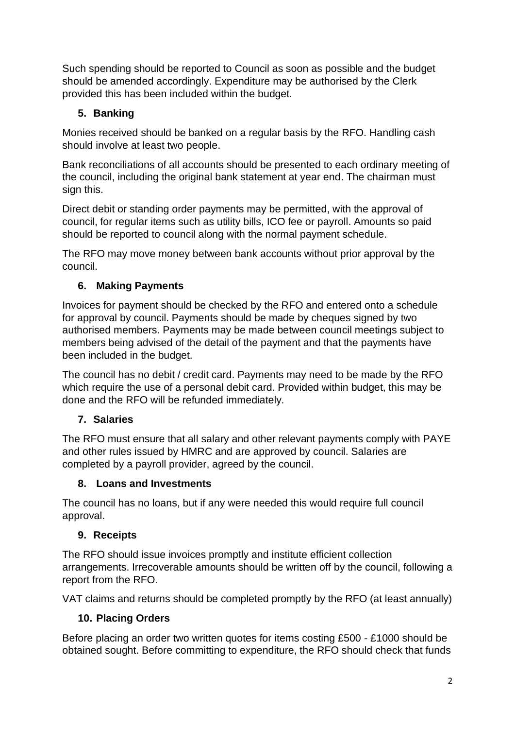Such spending should be reported to Council as soon as possible and the budget should be amended accordingly. Expenditure may be authorised by the Clerk provided this has been included within the budget.

## 5. Banking

Monies received should be banked on a regular basis by the RFO. Handling cash should involve at least two people.

Bank reconciliations of all accounts should be presented to each ordinary meeting of the council, including the original bank statement at year end. The chairman must sign this.

Direct debit or standing order payments may be permitted, with the approval of council, for regular items such as utility bills, ICO fee or payroll. Amounts so paid should be reported to council along with the normal payment schedule.

The RFO may move money between bank accounts without prior approval by the council.

## 6. Making Payments

Invoices for payment should be checked by the RFO and entered onto a schedule for approval by council. Payments should be made by cheques signed by two authorised members. Payments may be made between council meetings subject to members being advised of the detail of the payment and that the payments have been included in the budget.

The council has no debit / credit card. Payments may need to be made by the RFO which require the use of a personal debit card. Provided within budget, this may be done and the RFO will be refunded immediately.

## 7. Salaries

The RFO must ensure that all salary and other relevant payments comply with PAYE and other rules issued by HMRC and are approved by council. Salaries are completed by a payroll provider, agreed by the council.

## 8. Loans and Investments

The council has no loans, but if any were needed this would require full council approval.

## 9. Receipts

The RFO should issue invoices promptly and institute efficient collection arrangements. Irrecoverable amounts should be written off by the council, following a report from the RFO.

VAT claims and returns should be completed promptly by the RFO (at least annually)

## 10. Placing Orders

Before placing an order two written quotes for items costing £500 - £1000 should be obtained sought. Before committing to expenditure, the RFO should check that funds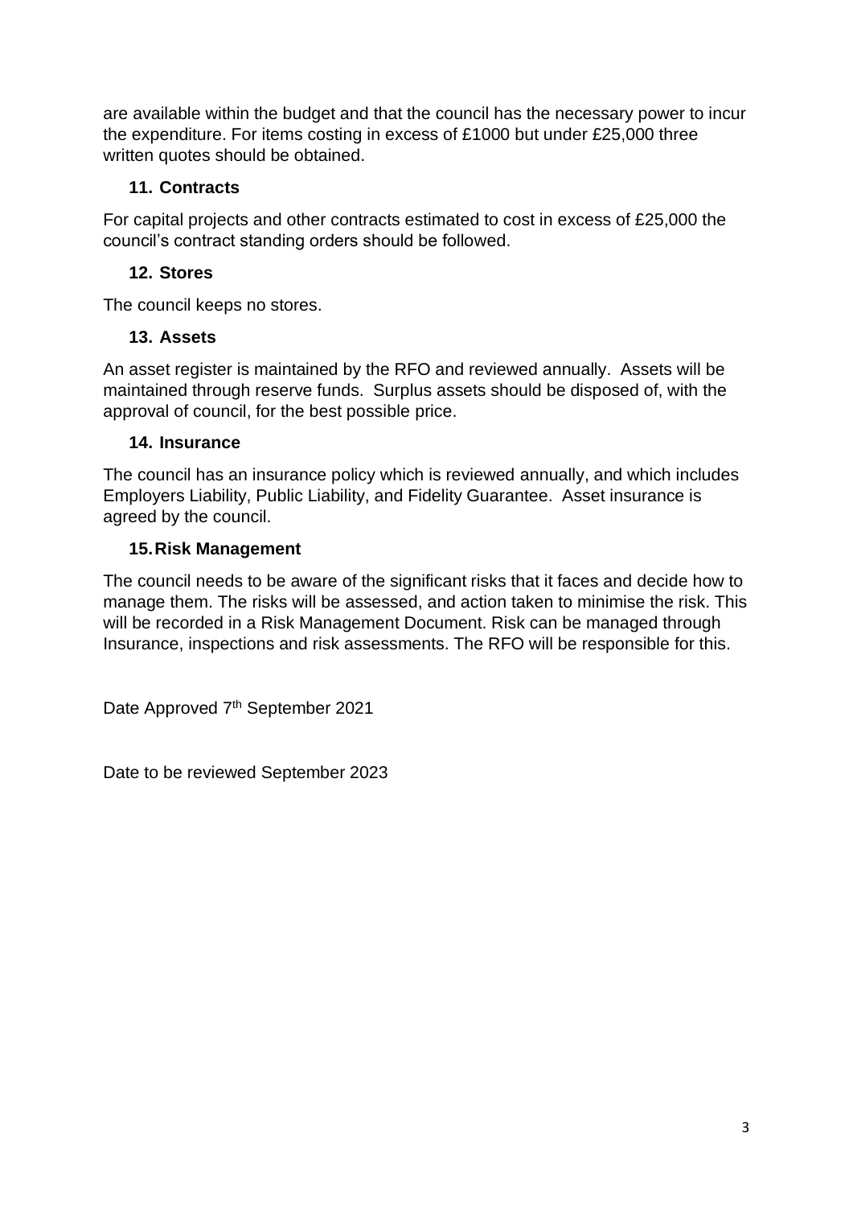are available within the budget and that the council has the necessary power to incur the expenditure. For items costing in excess of £1000 but under £25,000 three written quotes should be obtained.

### 11. Contracts

For capital projects and other contracts estimated to cost in excess of £25,000 the council's contract standing orders should be followed.

### 12. Stores

The council keeps no stores.

### 13. Assets

An asset register is maintained by the RFO and reviewed annually. Assets will be maintained through reserve funds. Surplus assets should be disposed of, with the approval of council, for the best possible price.

### 14. Insurance

The council has an insurance policy which is reviewed annually, and which includes Employers Liability, Public Liability, and Fidelity Guarantee. Asset insurance is agreed by the council.

### 15. Risk Management

The council needs to be aware of the significant risks that it faces and decide how to manage them. The risks will be assessed, and action taken to minimise the risk. This will be recorded in a Risk Management Document. Risk can be managed through Insurance, inspections and risk assessments. The RFO will be responsible for this.

Date Approved 7th September 2021

Date to be reviewed September 2023